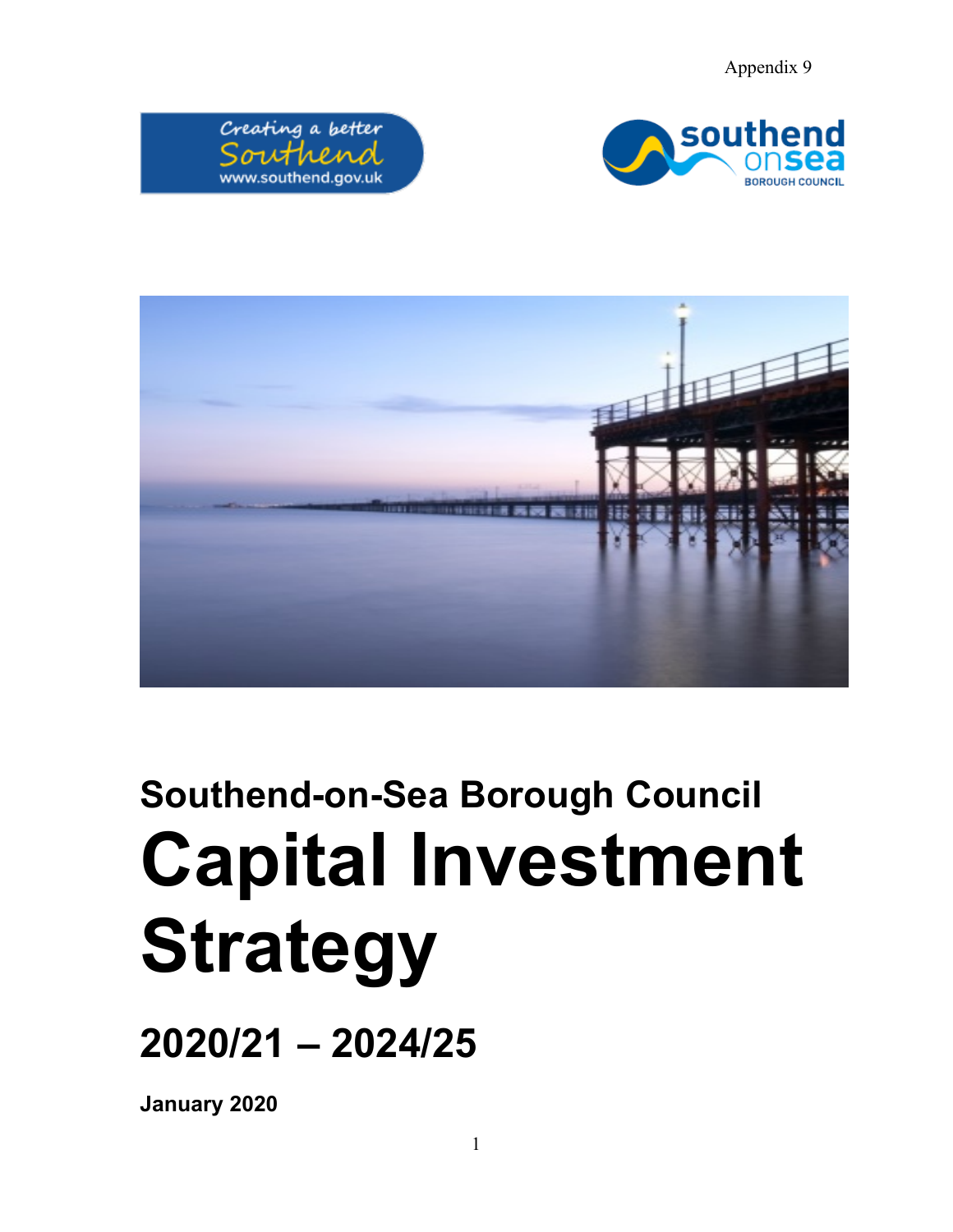Appendix 9

Creating a better Southend
www.southend.gov.uk

southend on sea BOROUGH COUNCIL

## Southend-on-Sea Borough Council

# Capital Investment Strategy

## 2020/21 – 2024/25

**January 2020**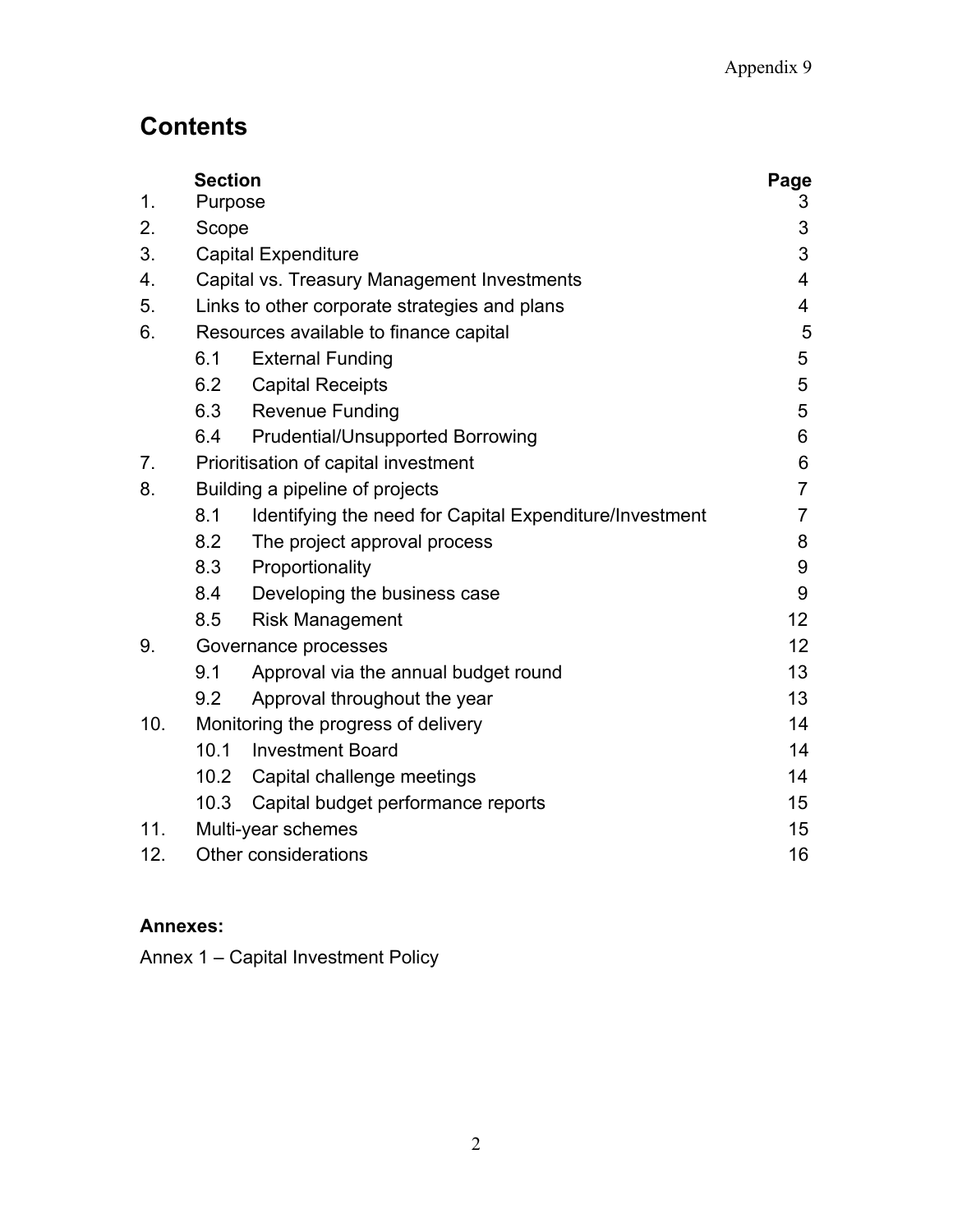# Contents

| | Section | | Page |
|---|---|---|---|
| 1. | Purpose | | 3 |
| 2. | Scope | | 3 |
| 3. | Capital Expenditure | | 3 |
| 4. | Capital vs. Treasury Management Investments | | 4 |
| 5. | Links to other corporate strategies and plans | | 4 |
| 6. | Resources available to finance capital | | 5 |
| | 6.1 | External Funding | 5 |
| | 6.2 | Capital Receipts | 5 |
| | 6.3 | Revenue Funding | 5 |
| | 6.4 | Prudential/Unsupported Borrowing | 6 |
| 7. | Prioritisation of capital investment | | 6 |
| 8. | Building a pipeline of projects | | 7 |
| | 8.1 | Identifying the need for Capital Expenditure/Investment | 7 |
| | 8.2 | The project approval process | 8 |
| | 8.3 | Proportionality | 9 |
| | 8.4 | Developing the business case | 9 |
| | 8.5 | Risk Management | 12 |
| 9. | Governance processes | | 12 |
| | 9.1 | Approval via the annual budget round | 13 |
| | 9.2 | Approval throughout the year | 13 |
| 10. | Monitoring the progress of delivery | | 14 |
| | 10.1 | Investment Board | 14 |
| | 10.2 | Capital challenge meetings | 14 |
| | 10.3 | Capital budget performance reports | 15 |
| 11. | Multi-year schemes | | 15 |
| 12. | Other considerations | | 16 |

**Annexes:**

Annex 1 – Capital Investment Policy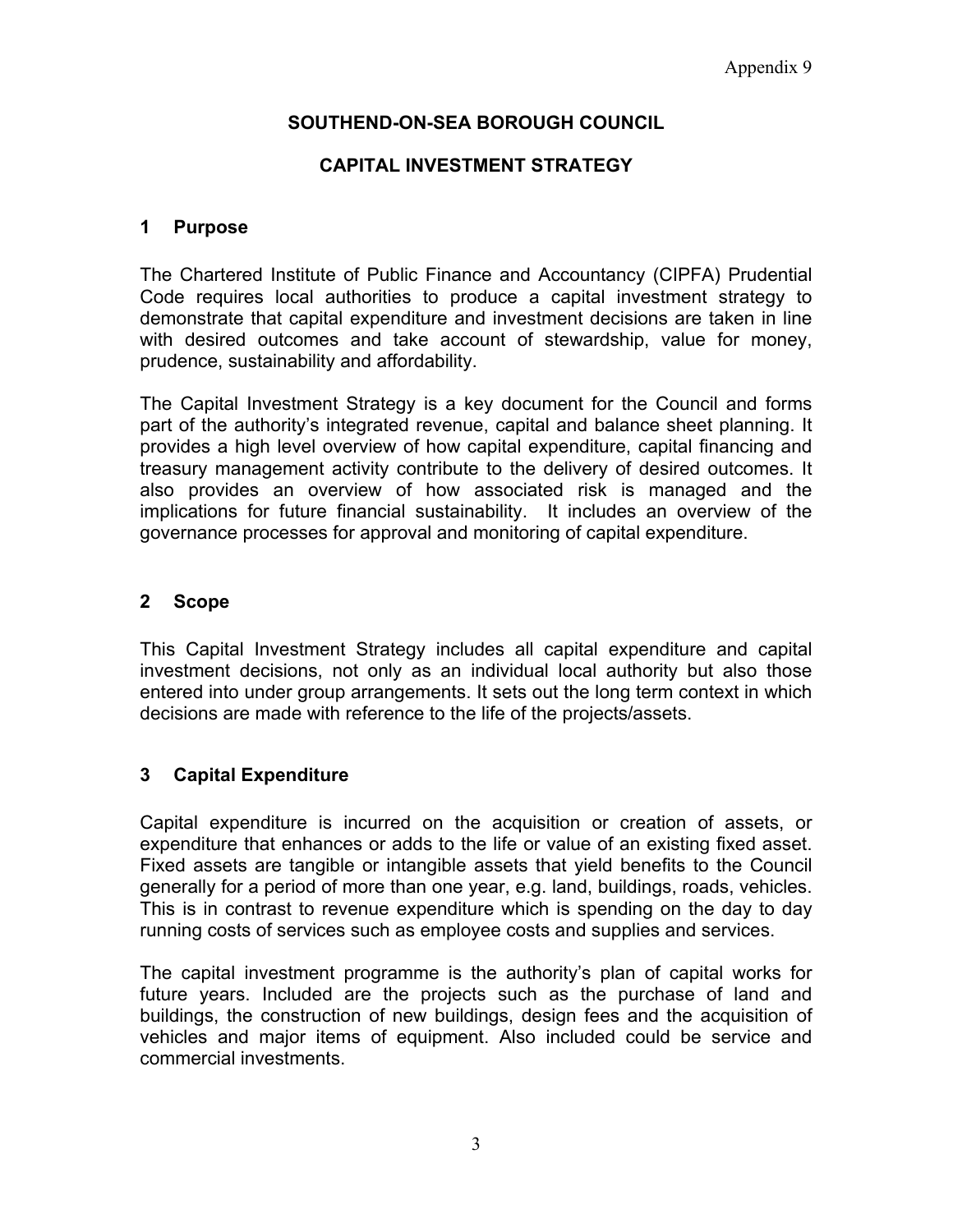Appendix 9

# SOUTHEND-ON-SEA BOROUGH COUNCIL

# CAPITAL INVESTMENT STRATEGY

## 1 Purpose

The Chartered Institute of Public Finance and Accountancy (CIPFA) Prudential Code requires local authorities to produce a capital investment strategy to demonstrate that capital expenditure and investment decisions are taken in line with desired outcomes and take account of stewardship, value for money, prudence, sustainability and affordability.

The Capital Investment Strategy is a key document for the Council and forms part of the authority's integrated revenue, capital and balance sheet planning. It provides a high level overview of how capital expenditure, capital financing and treasury management activity contribute to the delivery of desired outcomes. It also provides an overview of how associated risk is managed and the implications for future financial sustainability. It includes an overview of the governance processes for approval and monitoring of capital expenditure.

## 2 Scope

This Capital Investment Strategy includes all capital expenditure and capital investment decisions, not only as an individual local authority but also those entered into under group arrangements. It sets out the long term context in which decisions are made with reference to the life of the projects/assets.

## 3 Capital Expenditure

Capital expenditure is incurred on the acquisition or creation of assets, or expenditure that enhances or adds to the life or value of an existing fixed asset. Fixed assets are tangible or intangible assets that yield benefits to the Council generally for a period of more than one year, e.g. land, buildings, roads, vehicles. This is in contrast to revenue expenditure which is spending on the day to day running costs of services such as employee costs and supplies and services.

The capital investment programme is the authority's plan of capital works for future years. Included are the projects such as the purchase of land and buildings, the construction of new buildings, design fees and the acquisition of vehicles and major items of equipment. Also included could be service and commercial investments.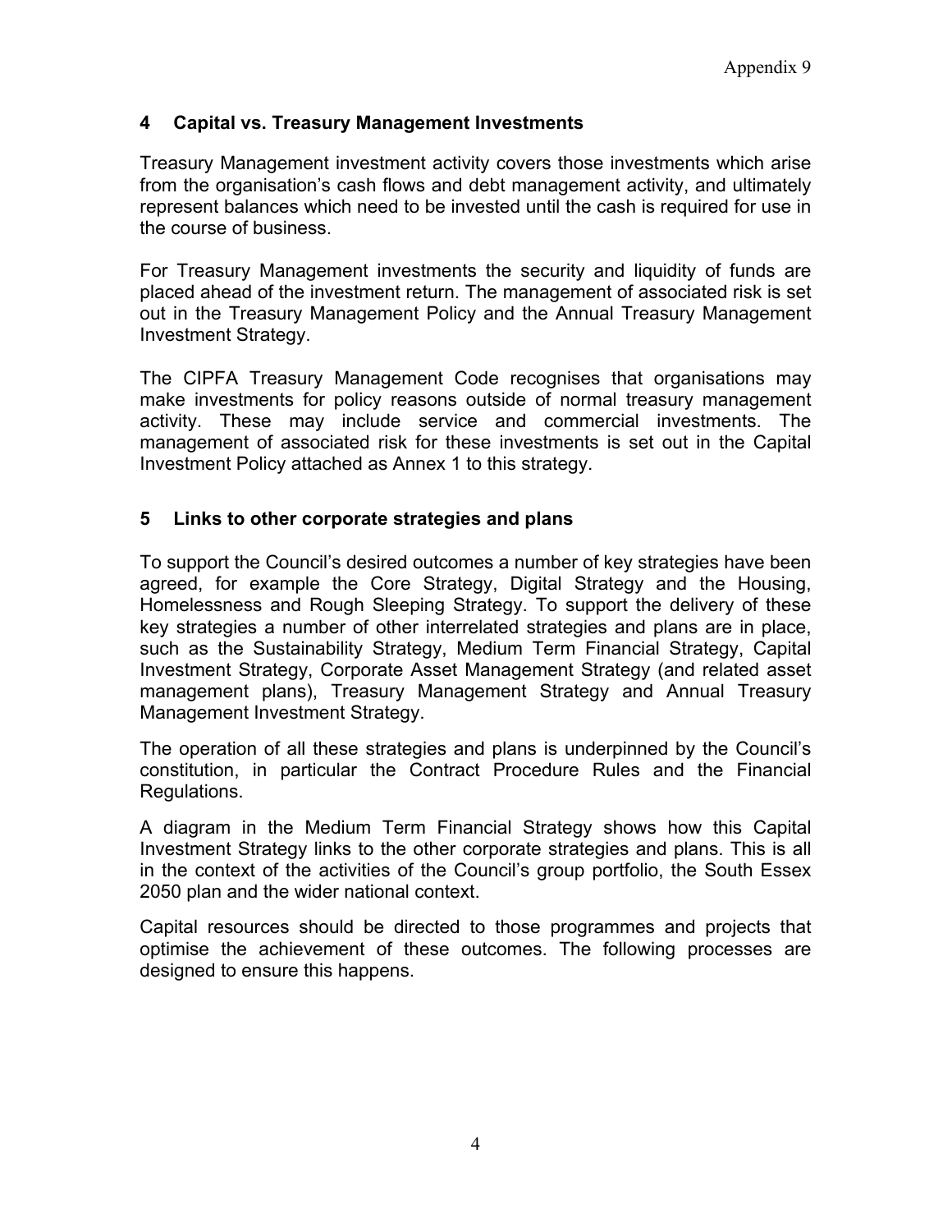## 4 Capital vs. Treasury Management Investments

Treasury Management investment activity covers those investments which arise from the organisation's cash flows and debt management activity, and ultimately represent balances which need to be invested until the cash is required for use in the course of business.

For Treasury Management investments the security and liquidity of funds are placed ahead of the investment return. The management of associated risk is set out in the Treasury Management Policy and the Annual Treasury Management Investment Strategy.

The CIPFA Treasury Management Code recognises that organisations may make investments for policy reasons outside of normal treasury management activity. These may include service and commercial investments. The management of associated risk for these investments is set out in the Capital Investment Policy attached as Annex 1 to this strategy.

## 5 Links to other corporate strategies and plans

To support the Council's desired outcomes a number of key strategies have been agreed, for example the Core Strategy, Digital Strategy and the Housing, Homelessness and Rough Sleeping Strategy. To support the delivery of these key strategies a number of other interrelated strategies and plans are in place, such as the Sustainability Strategy, Medium Term Financial Strategy, Capital Investment Strategy, Corporate Asset Management Strategy (and related asset management plans), Treasury Management Strategy and Annual Treasury Management Investment Strategy.

The operation of all these strategies and plans is underpinned by the Council's constitution, in particular the Contract Procedure Rules and the Financial Regulations.

A diagram in the Medium Term Financial Strategy shows how this Capital Investment Strategy links to the other corporate strategies and plans. This is all in the context of the activities of the Council's group portfolio, the South Essex 2050 plan and the wider national context.

Capital resources should be directed to those programmes and projects that optimise the achievement of these outcomes. The following processes are designed to ensure this happens.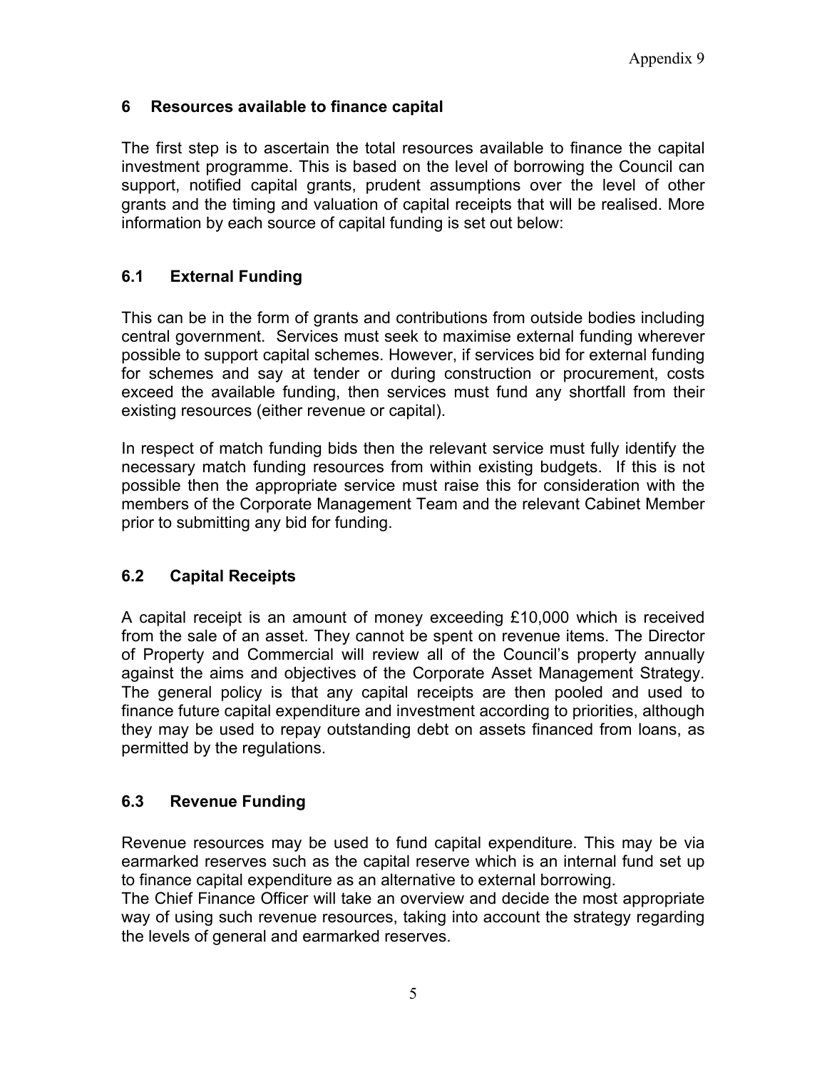## 6 Resources available to finance capital

The first step is to ascertain the total resources available to finance the capital investment programme. This is based on the level of borrowing the Council can support, notified capital grants, prudent assumptions over the level of other grants and the timing and valuation of capital receipts that will be realised. More information by each source of capital funding is set out below:

### 6.1 External Funding

This can be in the form of grants and contributions from outside bodies including central government. Services must seek to maximise external funding wherever possible to support capital schemes. However, if services bid for external funding for schemes and say at tender or during construction or procurement, costs exceed the available funding, then services must fund any shortfall from their existing resources (either revenue or capital).

In respect of match funding bids then the relevant service must fully identify the necessary match funding resources from within existing budgets. If this is not possible then the appropriate service must raise this for consideration with the members of the Corporate Management Team and the relevant Cabinet Member prior to submitting any bid for funding.

### 6.2 Capital Receipts

A capital receipt is an amount of money exceeding £10,000 which is received from the sale of an asset. They cannot be spent on revenue items. The Director of Property and Commercial will review all of the Council's property annually against the aims and objectives of the Corporate Asset Management Strategy. The general policy is that any capital receipts are then pooled and used to finance future capital expenditure and investment according to priorities, although they may be used to repay outstanding debt on assets financed from loans, as permitted by the regulations.

### 6.3 Revenue Funding

Revenue resources may be used to fund capital expenditure. This may be via earmarked reserves such as the capital reserve which is an internal fund set up to finance capital expenditure as an alternative to external borrowing.
The Chief Finance Officer will take an overview and decide the most appropriate way of using such revenue resources, taking into account the strategy regarding the levels of general and earmarked reserves.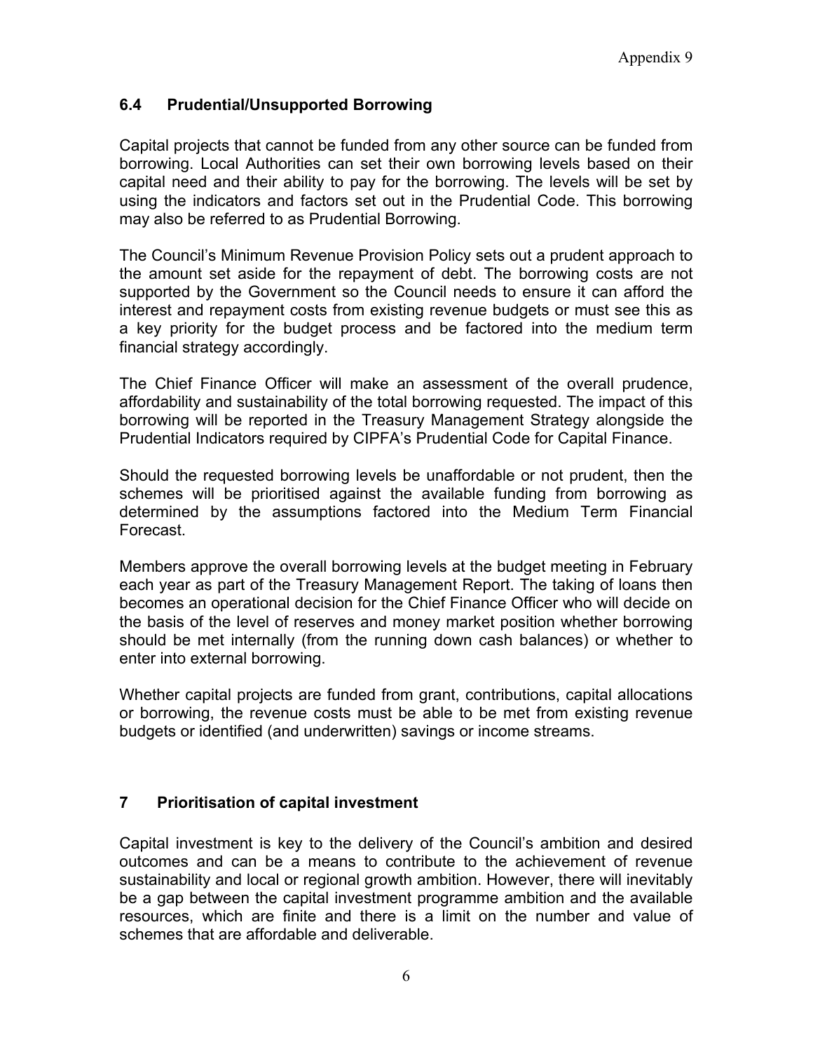### 6.4 Prudential/Unsupported Borrowing

Capital projects that cannot be funded from any other source can be funded from borrowing. Local Authorities can set their own borrowing levels based on their capital need and their ability to pay for the borrowing. The levels will be set by using the indicators and factors set out in the Prudential Code. This borrowing may also be referred to as Prudential Borrowing.

The Council's Minimum Revenue Provision Policy sets out a prudent approach to the amount set aside for the repayment of debt. The borrowing costs are not supported by the Government so the Council needs to ensure it can afford the interest and repayment costs from existing revenue budgets or must see this as a key priority for the budget process and be factored into the medium term financial strategy accordingly.

The Chief Finance Officer will make an assessment of the overall prudence, affordability and sustainability of the total borrowing requested. The impact of this borrowing will be reported in the Treasury Management Strategy alongside the Prudential Indicators required by CIPFA's Prudential Code for Capital Finance.

Should the requested borrowing levels be unaffordable or not prudent, then the schemes will be prioritised against the available funding from borrowing as determined by the assumptions factored into the Medium Term Financial Forecast.

Members approve the overall borrowing levels at the budget meeting in February each year as part of the Treasury Management Report. The taking of loans then becomes an operational decision for the Chief Finance Officer who will decide on the basis of the level of reserves and money market position whether borrowing should be met internally (from the running down cash balances) or whether to enter into external borrowing.

Whether capital projects are funded from grant, contributions, capital allocations or borrowing, the revenue costs must be able to be met from existing revenue budgets or identified (and underwritten) savings or income streams.

## 7 Prioritisation of capital investment

Capital investment is key to the delivery of the Council's ambition and desired outcomes and can be a means to contribute to the achievement of revenue sustainability and local or regional growth ambition. However, there will inevitably be a gap between the capital investment programme ambition and the available resources, which are finite and there is a limit on the number and value of schemes that are affordable and deliverable.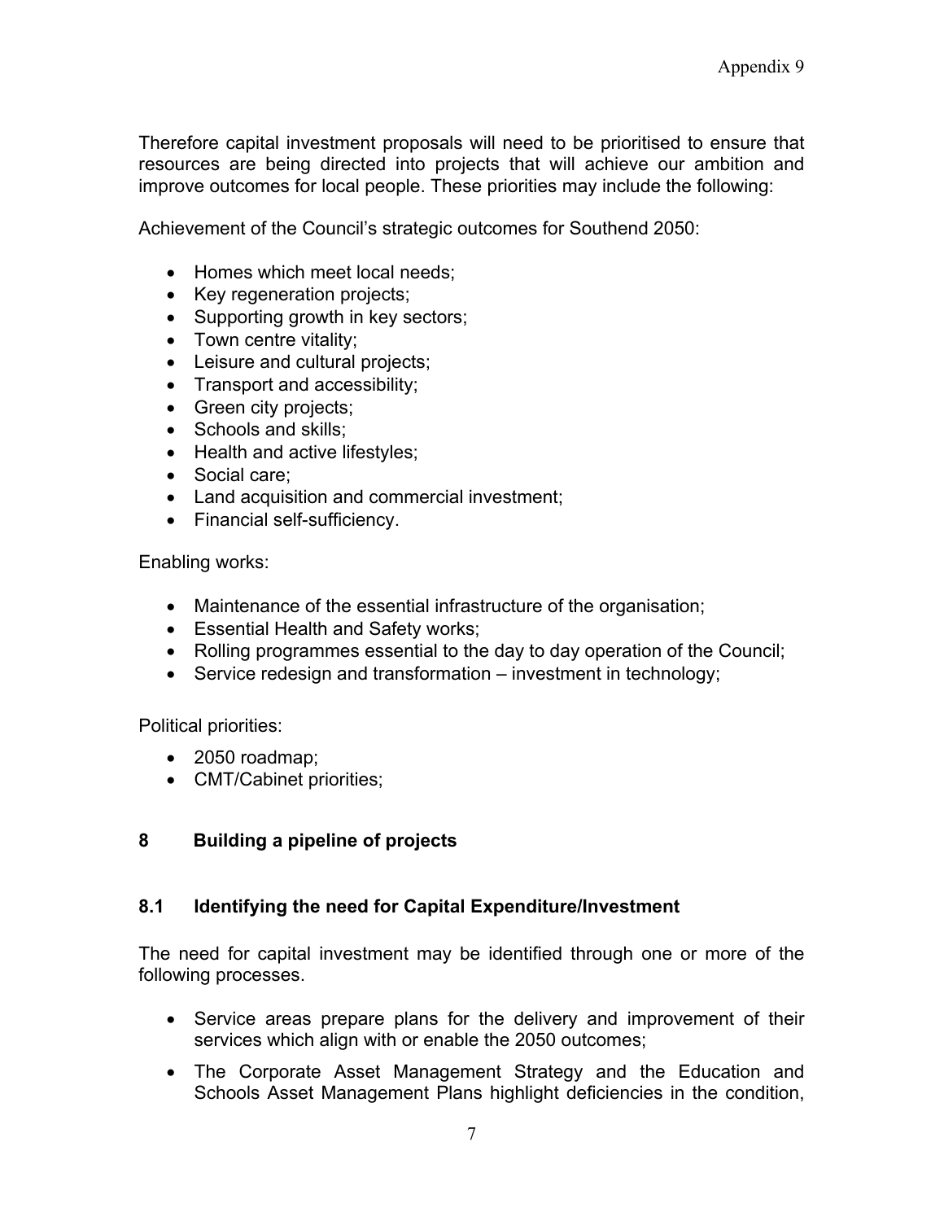Therefore capital investment proposals will need to be prioritised to ensure that resources are being directed into projects that will achieve our ambition and improve outcomes for local people. These priorities may include the following:

Achievement of the Council's strategic outcomes for Southend 2050:

- Homes which meet local needs;
- Key regeneration projects;
- Supporting growth in key sectors;
- Town centre vitality;
- Leisure and cultural projects;
- Transport and accessibility;
- Green city projects;
- Schools and skills;
- Health and active lifestyles;
- Social care;
- Land acquisition and commercial investment;
- Financial self-sufficiency.

Enabling works:

- Maintenance of the essential infrastructure of the organisation;
- Essential Health and Safety works;
- Rolling programmes essential to the day to day operation of the Council;
- Service redesign and transformation – investment in technology;

Political priorities:

- 2050 roadmap;
- CMT/Cabinet priorities;

## 8 Building a pipeline of projects

### 8.1 Identifying the need for Capital Expenditure/Investment

The need for capital investment may be identified through one or more of the following processes.

- Service areas prepare plans for the delivery and improvement of their services which align with or enable the 2050 outcomes;
- The Corporate Asset Management Strategy and the Education and Schools Asset Management Plans highlight deficiencies in the condition,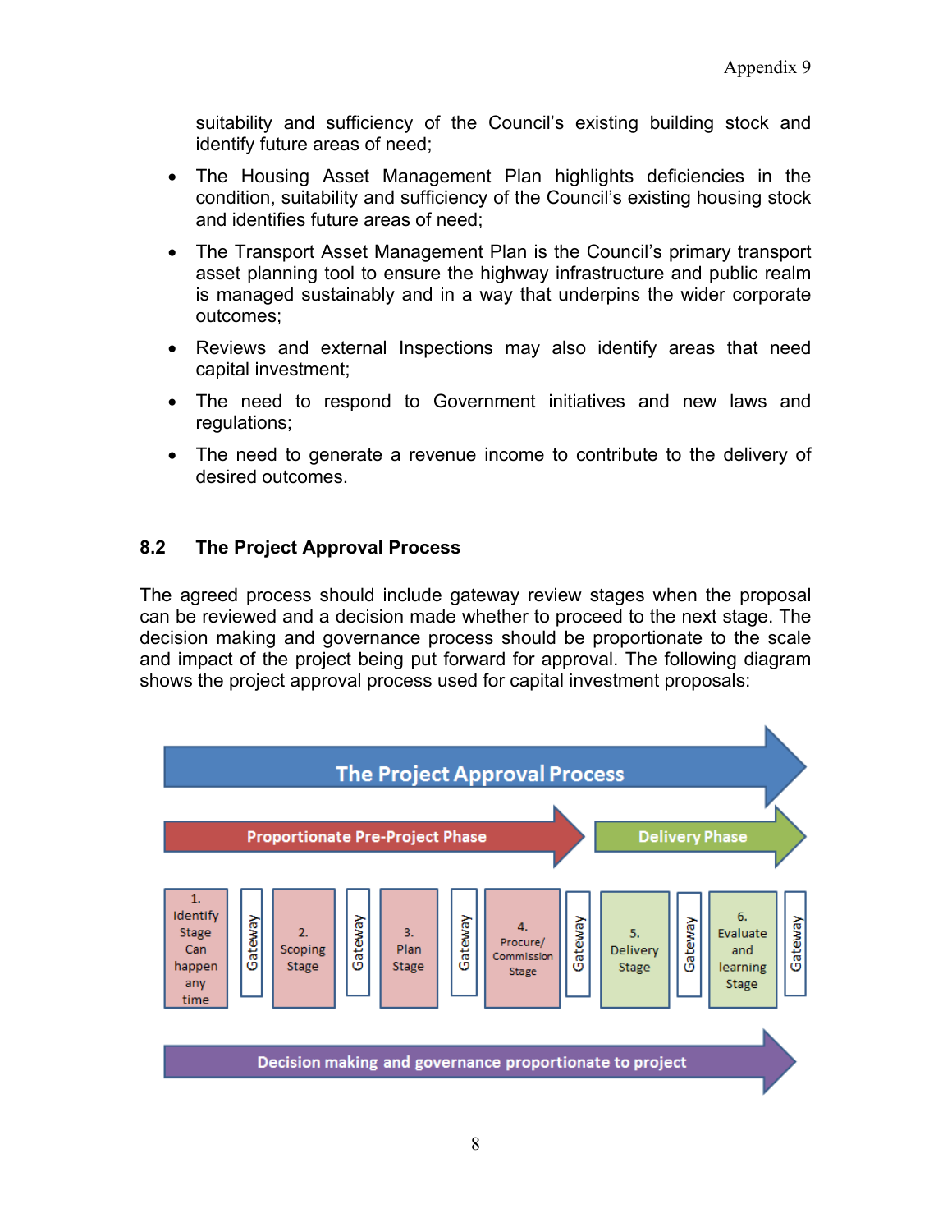suitability and sufficiency of the Council's existing building stock and identify future areas of need;

- The Housing Asset Management Plan highlights deficiencies in the condition, suitability and sufficiency of the Council's existing housing stock and identifies future areas of need;
- The Transport Asset Management Plan is the Council's primary transport asset planning tool to ensure the highway infrastructure and public realm is managed sustainably and in a way that underpins the wider corporate outcomes;
- Reviews and external Inspections may also identify areas that need capital investment;
- The need to respond to Government initiatives and new laws and regulations;
- The need to generate a revenue income to contribute to the delivery of desired outcomes.

## 8.2 The Project Approval Process

The agreed process should include gateway review stages when the proposal can be reviewed and a decision made whether to proceed to the next stage. The decision making and governance process should be proportionate to the scale and impact of the project being put forward for approval. The following diagram shows the project approval process used for capital investment proposals:

**The Project Approval Process**

| Proportionate Pre-Project Phase | | | | | | | | Delivery Phase | | | |
|---|---|---|---|---|---|---|---|---|---|---|---|
| 1. Identify Stage Can happen any time | Gateway | 2. Scoping Stage | Gateway | 3. Plan Stage | Gateway | 4. Procure/ Commission Stage | Gateway | 5. Delivery Stage | Gateway | 6. Evaluate and learning Stage | Gateway |

**Decision making and governance proportionate to project**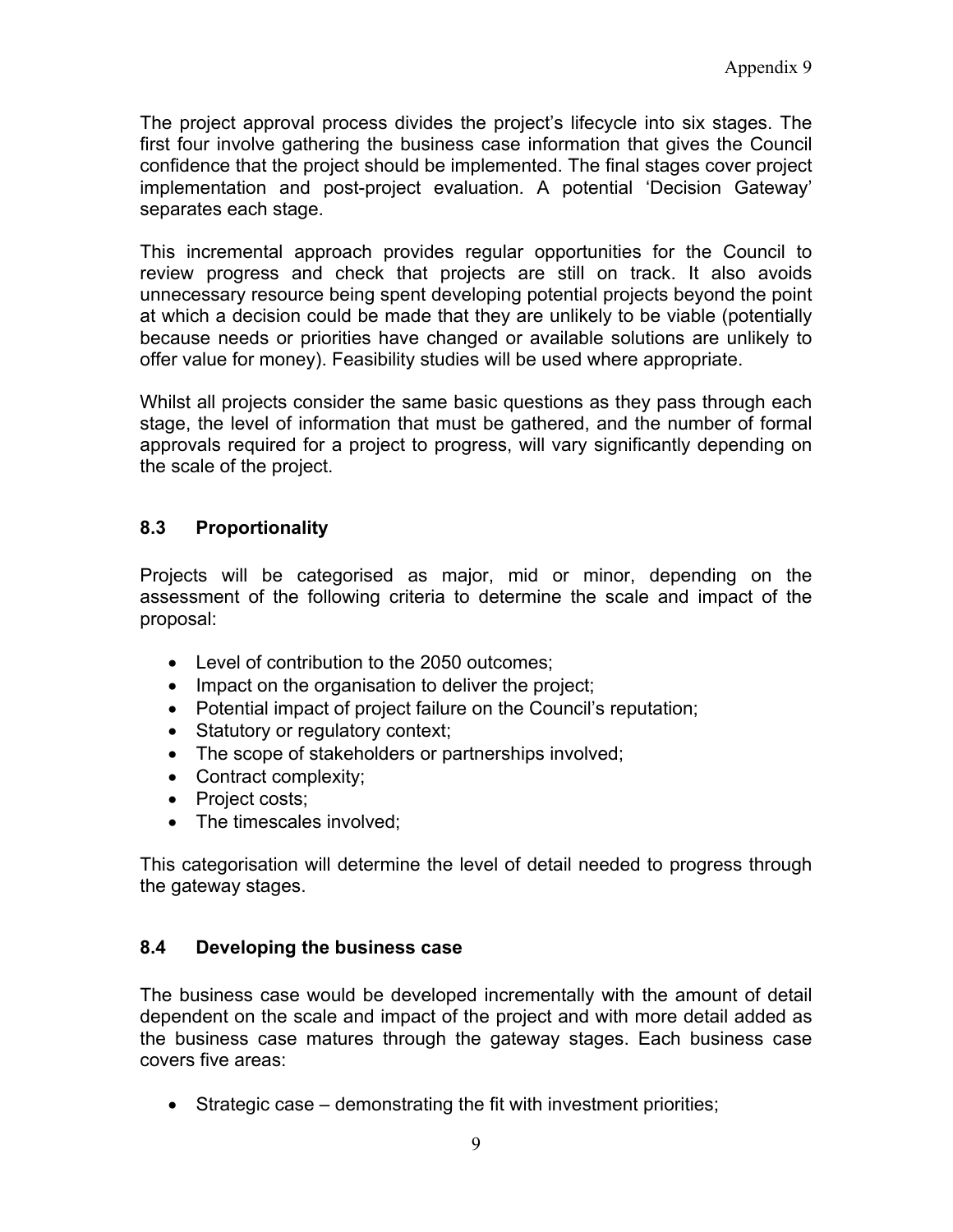The project approval process divides the project's lifecycle into six stages. The first four involve gathering the business case information that gives the Council confidence that the project should be implemented. The final stages cover project implementation and post-project evaluation. A potential 'Decision Gateway' separates each stage.

This incremental approach provides regular opportunities for the Council to review progress and check that projects are still on track. It also avoids unnecessary resource being spent developing potential projects beyond the point at which a decision could be made that they are unlikely to be viable (potentially because needs or priorities have changed or available solutions are unlikely to offer value for money). Feasibility studies will be used where appropriate.

Whilst all projects consider the same basic questions as they pass through each stage, the level of information that must be gathered, and the number of formal approvals required for a project to progress, will vary significantly depending on the scale of the project.

### 8.3 Proportionality

Projects will be categorised as major, mid or minor, depending on the assessment of the following criteria to determine the scale and impact of the proposal:

- Level of contribution to the 2050 outcomes;
- Impact on the organisation to deliver the project;
- Potential impact of project failure on the Council's reputation;
- Statutory or regulatory context;
- The scope of stakeholders or partnerships involved;
- Contract complexity;
- Project costs;
- The timescales involved;

This categorisation will determine the level of detail needed to progress through the gateway stages.

### 8.4 Developing the business case

The business case would be developed incrementally with the amount of detail dependent on the scale and impact of the project and with more detail added as the business case matures through the gateway stages. Each business case covers five areas:

- Strategic case – demonstrating the fit with investment priorities;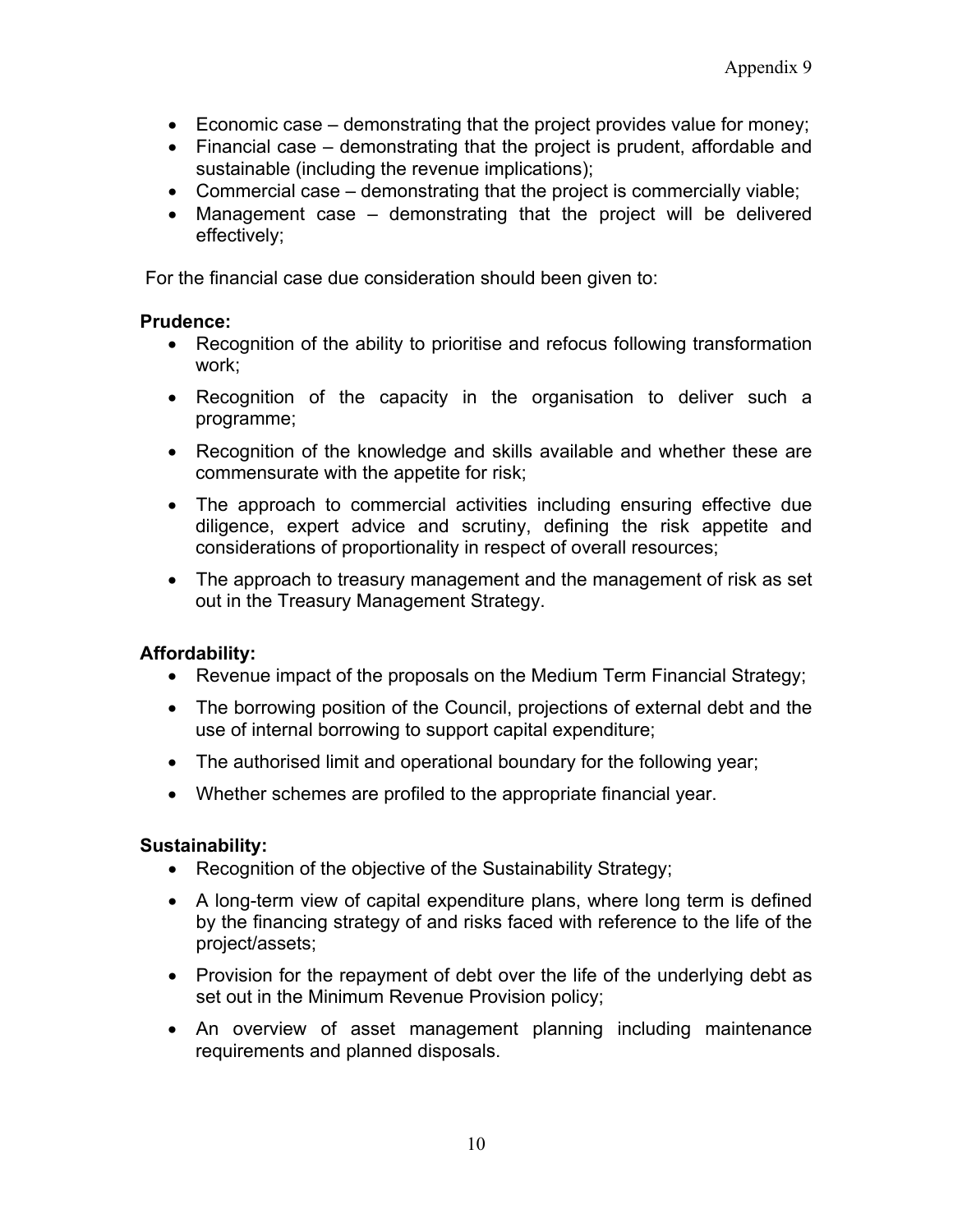- Economic case – demonstrating that the project provides value for money;
- Financial case – demonstrating that the project is prudent, affordable and sustainable (including the revenue implications);
- Commercial case – demonstrating that the project is commercially viable;
- Management case – demonstrating that the project will be delivered effectively;

For the financial case due consideration should been given to:

**Prudence:**

- Recognition of the ability to prioritise and refocus following transformation work;
- Recognition of the capacity in the organisation to deliver such a programme;
- Recognition of the knowledge and skills available and whether these are commensurate with the appetite for risk;
- The approach to commercial activities including ensuring effective due diligence, expert advice and scrutiny, defining the risk appetite and considerations of proportionality in respect of overall resources;
- The approach to treasury management and the management of risk as set out in the Treasury Management Strategy.

**Affordability:**

- Revenue impact of the proposals on the Medium Term Financial Strategy;
- The borrowing position of the Council, projections of external debt and the use of internal borrowing to support capital expenditure;
- The authorised limit and operational boundary for the following year;
- Whether schemes are profiled to the appropriate financial year.

**Sustainability:**

- Recognition of the objective of the Sustainability Strategy;
- A long-term view of capital expenditure plans, where long term is defined by the financing strategy of and risks faced with reference to the life of the project/assets;
- Provision for the repayment of debt over the life of the underlying debt as set out in the Minimum Revenue Provision policy;
- An overview of asset management planning including maintenance requirements and planned disposals.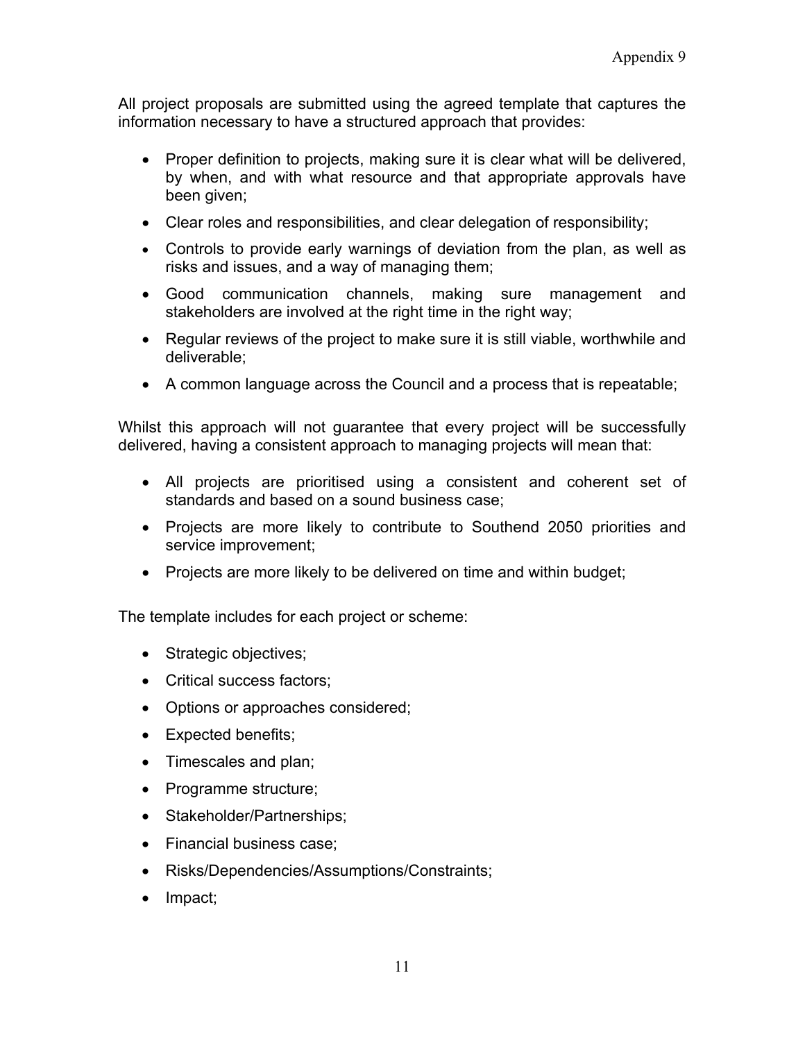All project proposals are submitted using the agreed template that captures the information necessary to have a structured approach that provides:

- Proper definition to projects, making sure it is clear what will be delivered, by when, and with what resource and that appropriate approvals have been given;
- Clear roles and responsibilities, and clear delegation of responsibility;
- Controls to provide early warnings of deviation from the plan, as well as risks and issues, and a way of managing them;
- Good communication channels, making sure management and stakeholders are involved at the right time in the right way;
- Regular reviews of the project to make sure it is still viable, worthwhile and deliverable;
- A common language across the Council and a process that is repeatable;

Whilst this approach will not guarantee that every project will be successfully delivered, having a consistent approach to managing projects will mean that:

- All projects are prioritised using a consistent and coherent set of standards and based on a sound business case;
- Projects are more likely to contribute to Southend 2050 priorities and service improvement;
- Projects are more likely to be delivered on time and within budget;

The template includes for each project or scheme:

- Strategic objectives;
- Critical success factors;
- Options or approaches considered;
- Expected benefits;
- Timescales and plan;
- Programme structure;
- Stakeholder/Partnerships;
- Financial business case;
- Risks/Dependencies/Assumptions/Constraints;
- Impact;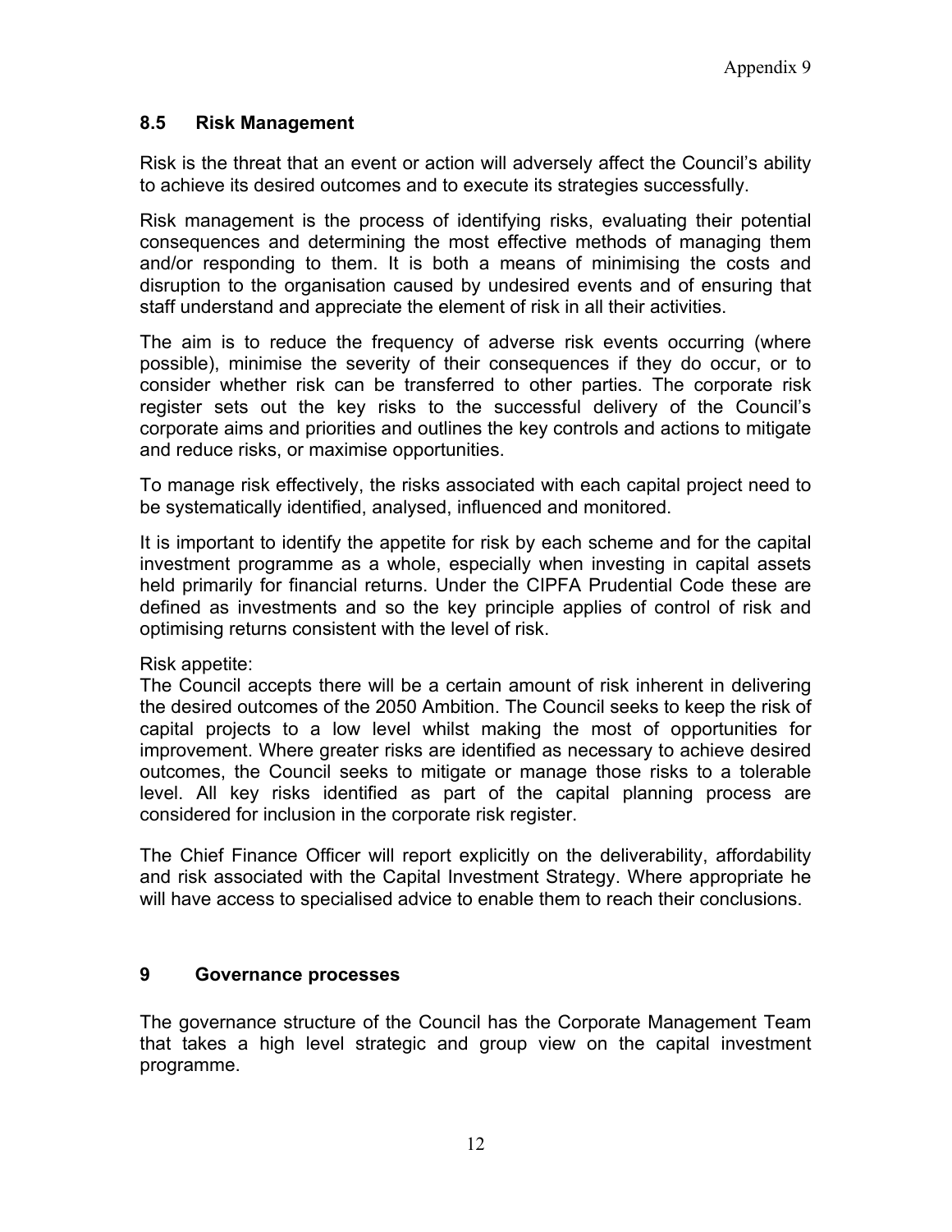## 8.5 Risk Management

Risk is the threat that an event or action will adversely affect the Council's ability to achieve its desired outcomes and to execute its strategies successfully.

Risk management is the process of identifying risks, evaluating their potential consequences and determining the most effective methods of managing them and/or responding to them. It is both a means of minimising the costs and disruption to the organisation caused by undesired events and of ensuring that staff understand and appreciate the element of risk in all their activities.

The aim is to reduce the frequency of adverse risk events occurring (where possible), minimise the severity of their consequences if they do occur, or to consider whether risk can be transferred to other parties. The corporate risk register sets out the key risks to the successful delivery of the Council's corporate aims and priorities and outlines the key controls and actions to mitigate and reduce risks, or maximise opportunities.

To manage risk effectively, the risks associated with each capital project need to be systematically identified, analysed, influenced and monitored.

It is important to identify the appetite for risk by each scheme and for the capital investment programme as a whole, especially when investing in capital assets held primarily for financial returns. Under the CIPFA Prudential Code these are defined as investments and so the key principle applies of control of risk and optimising returns consistent with the level of risk.

Risk appetite:
The Council accepts there will be a certain amount of risk inherent in delivering the desired outcomes of the 2050 Ambition. The Council seeks to keep the risk of capital projects to a low level whilst making the most of opportunities for improvement. Where greater risks are identified as necessary to achieve desired outcomes, the Council seeks to mitigate or manage those risks to a tolerable level. All key risks identified as part of the capital planning process are considered for inclusion in the corporate risk register.

The Chief Finance Officer will report explicitly on the deliverability, affordability and risk associated with the Capital Investment Strategy. Where appropriate he will have access to specialised advice to enable them to reach their conclusions.

# 9 Governance processes

The governance structure of the Council has the Corporate Management Team that takes a high level strategic and group view on the capital investment programme.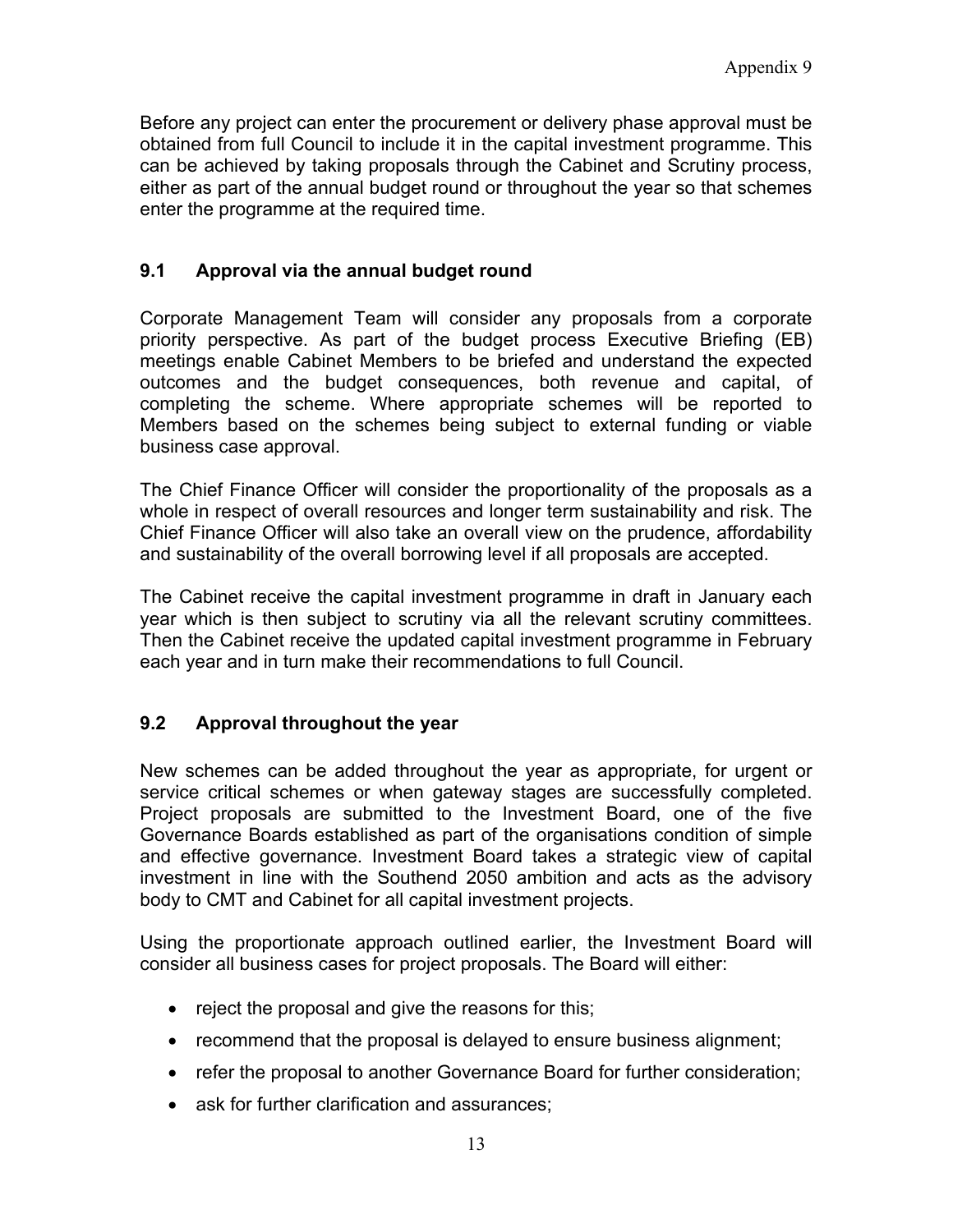Before any project can enter the procurement or delivery phase approval must be obtained from full Council to include it in the capital investment programme. This can be achieved by taking proposals through the Cabinet and Scrutiny process, either as part of the annual budget round or throughout the year so that schemes enter the programme at the required time.

## 9.1 Approval via the annual budget round

Corporate Management Team will consider any proposals from a corporate priority perspective. As part of the budget process Executive Briefing (EB) meetings enable Cabinet Members to be briefed and understand the expected outcomes and the budget consequences, both revenue and capital, of completing the scheme. Where appropriate schemes will be reported to Members based on the schemes being subject to external funding or viable business case approval.

The Chief Finance Officer will consider the proportionality of the proposals as a whole in respect of overall resources and longer term sustainability and risk. The Chief Finance Officer will also take an overall view on the prudence, affordability and sustainability of the overall borrowing level if all proposals are accepted.

The Cabinet receive the capital investment programme in draft in January each year which is then subject to scrutiny via all the relevant scrutiny committees. Then the Cabinet receive the updated capital investment programme in February each year and in turn make their recommendations to full Council.

## 9.2 Approval throughout the year

New schemes can be added throughout the year as appropriate, for urgent or service critical schemes or when gateway stages are successfully completed. Project proposals are submitted to the Investment Board, one of the five Governance Boards established as part of the organisations condition of simple and effective governance. Investment Board takes a strategic view of capital investment in line with the Southend 2050 ambition and acts as the advisory body to CMT and Cabinet for all capital investment projects.

Using the proportionate approach outlined earlier, the Investment Board will consider all business cases for project proposals. The Board will either:

- reject the proposal and give the reasons for this;
- recommend that the proposal is delayed to ensure business alignment;
- refer the proposal to another Governance Board for further consideration;
- ask for further clarification and assurances;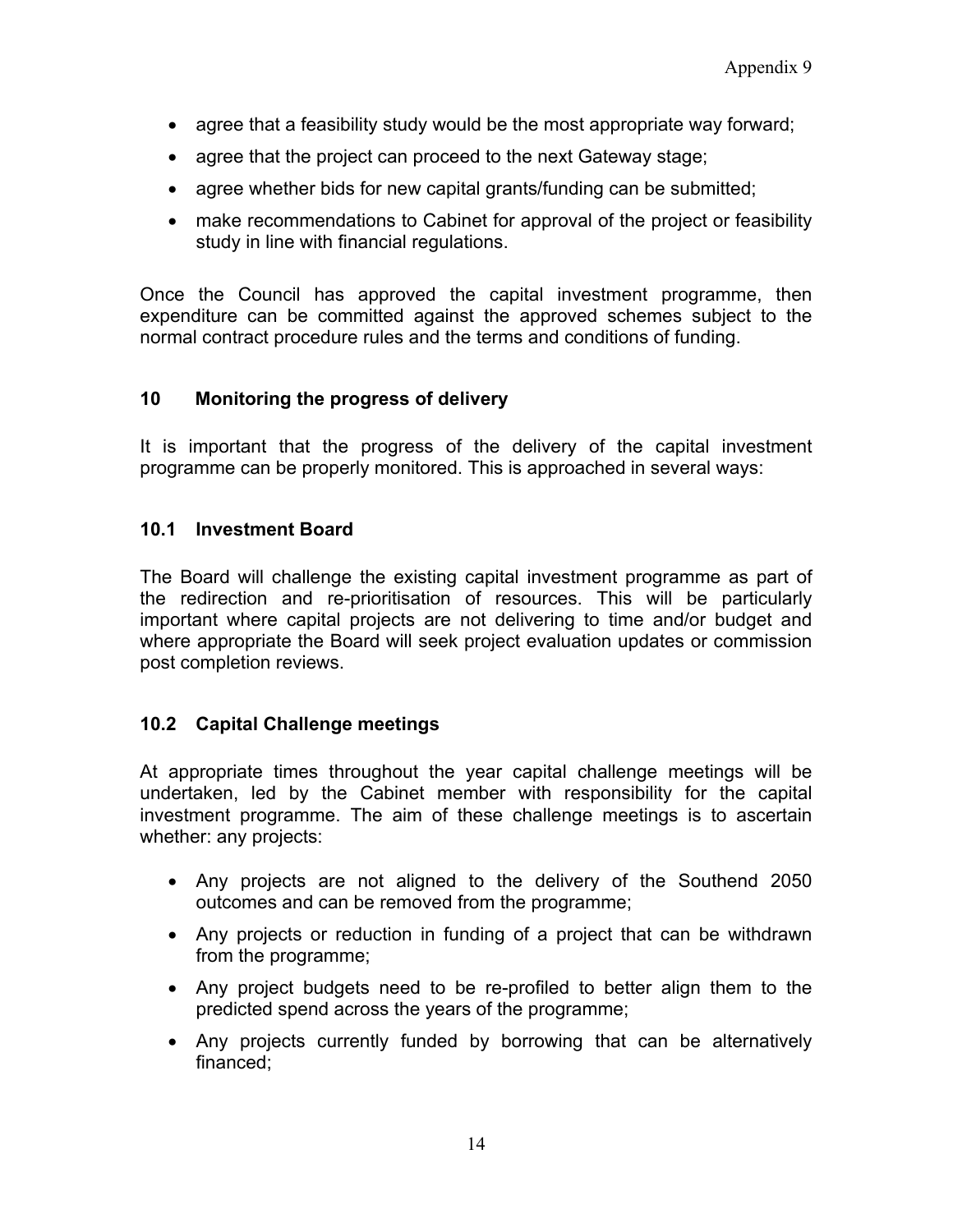- agree that a feasibility study would be the most appropriate way forward;
- agree that the project can proceed to the next Gateway stage;
- agree whether bids for new capital grants/funding can be submitted;
- make recommendations to Cabinet for approval of the project or feasibility study in line with financial regulations.

Once the Council has approved the capital investment programme, then expenditure can be committed against the approved schemes subject to the normal contract procedure rules and the terms and conditions of funding.

## 10 Monitoring the progress of delivery

It is important that the progress of the delivery of the capital investment programme can be properly monitored. This is approached in several ways:

### 10.1 Investment Board

The Board will challenge the existing capital investment programme as part of the redirection and re-prioritisation of resources. This will be particularly important where capital projects are not delivering to time and/or budget and where appropriate the Board will seek project evaluation updates or commission post completion reviews.

### 10.2 Capital Challenge meetings

At appropriate times throughout the year capital challenge meetings will be undertaken, led by the Cabinet member with responsibility for the capital investment programme. The aim of these challenge meetings is to ascertain whether: any projects:

- Any projects are not aligned to the delivery of the Southend 2050 outcomes and can be removed from the programme;
- Any projects or reduction in funding of a project that can be withdrawn from the programme;
- Any project budgets need to be re-profiled to better align them to the predicted spend across the years of the programme;
- Any projects currently funded by borrowing that can be alternatively financed;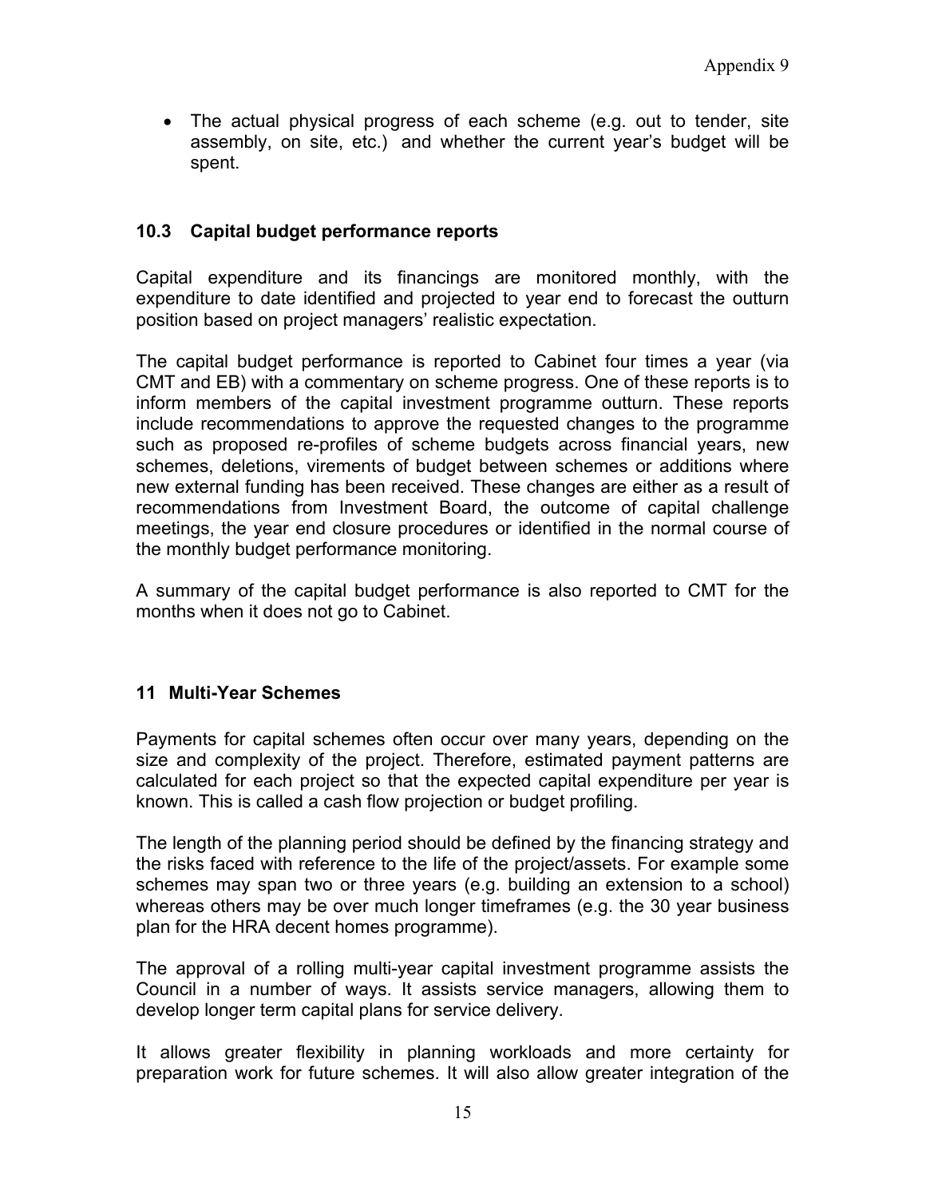- The actual physical progress of each scheme (e.g. out to tender, site assembly, on site, etc.) and whether the current year's budget will be spent.

### 10.3 Capital budget performance reports

Capital expenditure and its financings are monitored monthly, with the expenditure to date identified and projected to year end to forecast the outturn position based on project managers' realistic expectation.

The capital budget performance is reported to Cabinet four times a year (via CMT and EB) with a commentary on scheme progress. One of these reports is to inform members of the capital investment programme outturn. These reports include recommendations to approve the requested changes to the programme such as proposed re-profiles of scheme budgets across financial years, new schemes, deletions, virements of budget between schemes or additions where new external funding has been received. These changes are either as a result of recommendations from Investment Board, the outcome of capital challenge meetings, the year end closure procedures or identified in the normal course of the monthly budget performance monitoring.

A summary of the capital budget performance is also reported to CMT for the months when it does not go to Cabinet.

## 11 Multi-Year Schemes

Payments for capital schemes often occur over many years, depending on the size and complexity of the project. Therefore, estimated payment patterns are calculated for each project so that the expected capital expenditure per year is known. This is called a cash flow projection or budget profiling.

The length of the planning period should be defined by the financing strategy and the risks faced with reference to the life of the project/assets. For example some schemes may span two or three years (e.g. building an extension to a school) whereas others may be over much longer timeframes (e.g. the 30 year business plan for the HRA decent homes programme).

The approval of a rolling multi-year capital investment programme assists the Council in a number of ways. It assists service managers, allowing them to develop longer term capital plans for service delivery.

It allows greater flexibility in planning workloads and more certainty for preparation work for future schemes. It will also allow greater integration of the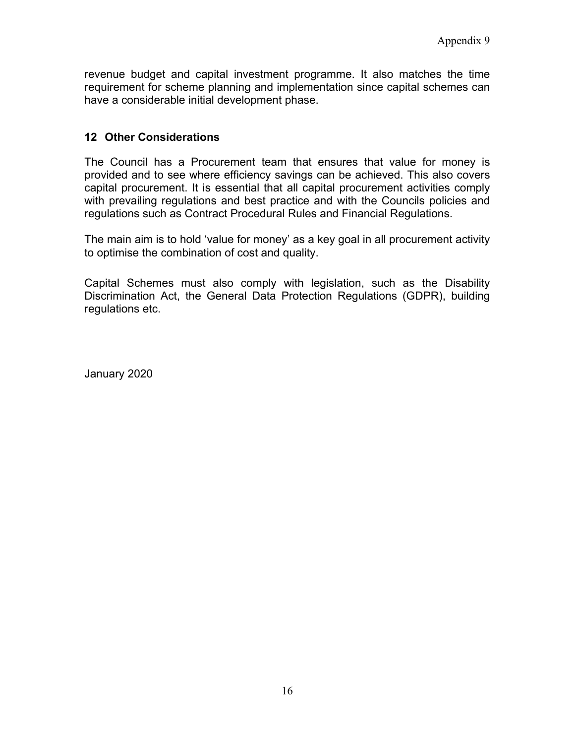revenue budget and capital investment programme. It also matches the time requirement for scheme planning and implementation since capital schemes can have a considerable initial development phase.

## 12 Other Considerations

The Council has a Procurement team that ensures that value for money is provided and to see where efficiency savings can be achieved. This also covers capital procurement. It is essential that all capital procurement activities comply with prevailing regulations and best practice and with the Councils policies and regulations such as Contract Procedural Rules and Financial Regulations.

The main aim is to hold 'value for money' as a key goal in all procurement activity to optimise the combination of cost and quality.

Capital Schemes must also comply with legislation, such as the Disability Discrimination Act, the General Data Protection Regulations (GDPR), building regulations etc.

January 2020